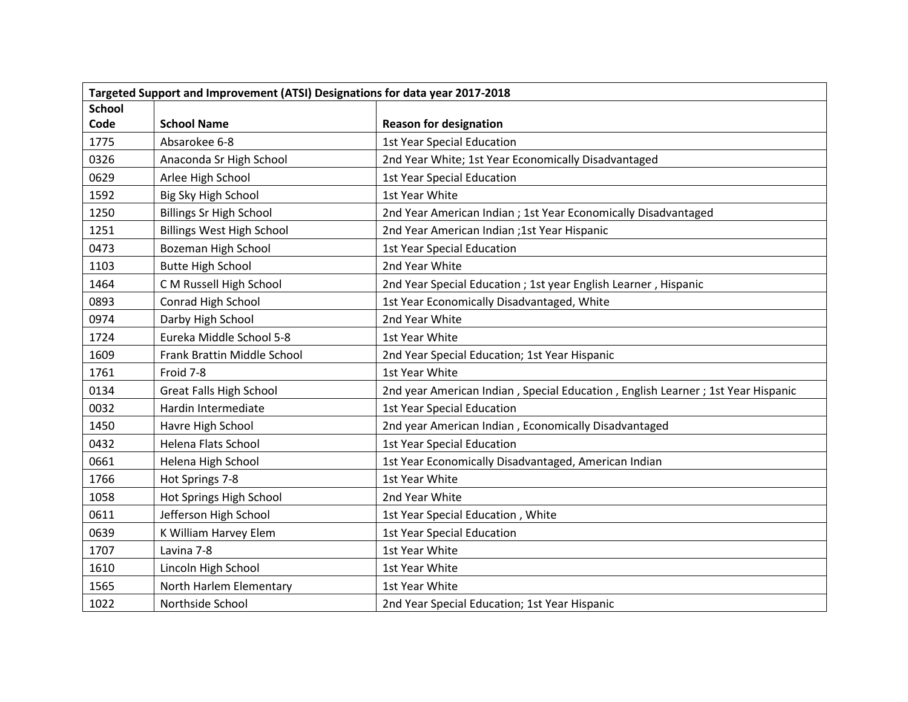| Targeted Support and Improvement (ATSI) Designations for data year 2017-2018 | | |
|---|---|---|
| **School Code** | **School Name** | **Reason for designation** |
| 1775 | Absarokee 6-8 | 1st Year Special Education |
| 0326 | Anaconda Sr High School | 2nd Year White; 1st Year Economically Disadvantaged |
| 0629 | Arlee High School | 1st Year Special Education |
| 1592 | Big Sky High School | 1st Year White |
| 1250 | Billings Sr High School | 2nd Year American Indian ; 1st Year Economically Disadvantaged |
| 1251 | Billings West High School | 2nd Year American Indian ;1st Year Hispanic |
| 0473 | Bozeman High School | 1st Year Special Education |
| 1103 | Butte High School | 2nd Year White |
| 1464 | C M Russell High School | 2nd Year Special Education ; 1st year English Learner , Hispanic |
| 0893 | Conrad High School | 1st Year Economically Disadvantaged, White |
| 0974 | Darby High School | 2nd Year White |
| 1724 | Eureka Middle School 5-8 | 1st Year White |
| 1609 | Frank Brattin Middle School | 2nd Year Special Education; 1st Year Hispanic |
| 1761 | Froid 7-8 | 1st Year White |
| 0134 | Great Falls High School | 2nd year American Indian , Special Education , English Learner ; 1st Year Hispanic |
| 0032 | Hardin Intermediate | 1st Year Special Education |
| 1450 | Havre High School | 2nd year American Indian , Economically Disadvantaged |
| 0432 | Helena Flats School | 1st Year Special Education |
| 0661 | Helena High School | 1st Year Economically Disadvantaged, American Indian |
| 1766 | Hot Springs 7-8 | 1st Year White |
| 1058 | Hot Springs High School | 2nd Year White |
| 0611 | Jefferson High School | 1st Year Special Education , White |
| 0639 | K William Harvey Elem | 1st Year Special Education |
| 1707 | Lavina 7-8 | 1st Year White |
| 1610 | Lincoln High School | 1st Year White |
| 1565 | North Harlem Elementary | 1st Year White |
| 1022 | Northside School | 2nd Year Special Education; 1st Year Hispanic |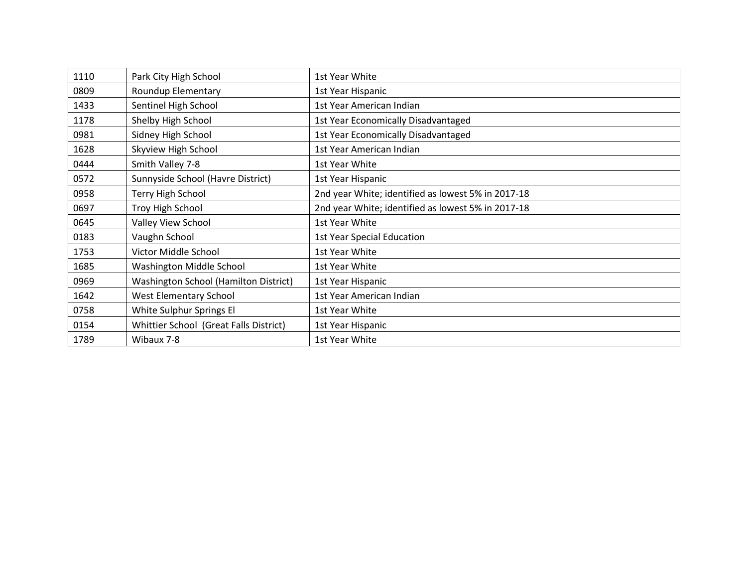| | | |
|---|---|---|
| 1110 | Park City High School | 1st Year White |
| 0809 | Roundup Elementary | 1st Year Hispanic |
| 1433 | Sentinel High School | 1st Year American Indian |
| 1178 | Shelby High School | 1st Year Economically Disadvantaged |
| 0981 | Sidney High School | 1st Year Economically Disadvantaged |
| 1628 | Skyview High School | 1st Year American Indian |
| 0444 | Smith Valley 7-8 | 1st Year White |
| 0572 | Sunnyside School (Havre District) | 1st Year Hispanic |
| 0958 | Terry High School | 2nd year White; identified as lowest 5% in 2017-18 |
| 0697 | Troy High School | 2nd year White; identified as lowest 5% in 2017-18 |
| 0645 | Valley View School | 1st Year White |
| 0183 | Vaughn School | 1st Year Special Education |
| 1753 | Victor Middle School | 1st Year White |
| 1685 | Washington Middle School | 1st Year White |
| 0969 | Washington School (Hamilton District) | 1st Year Hispanic |
| 1642 | West Elementary School | 1st Year American Indian |
| 0758 | White Sulphur Springs El | 1st Year White |
| 0154 | Whittier School (Great Falls District) | 1st Year Hispanic |
| 1789 | Wibaux 7-8 | 1st Year White |